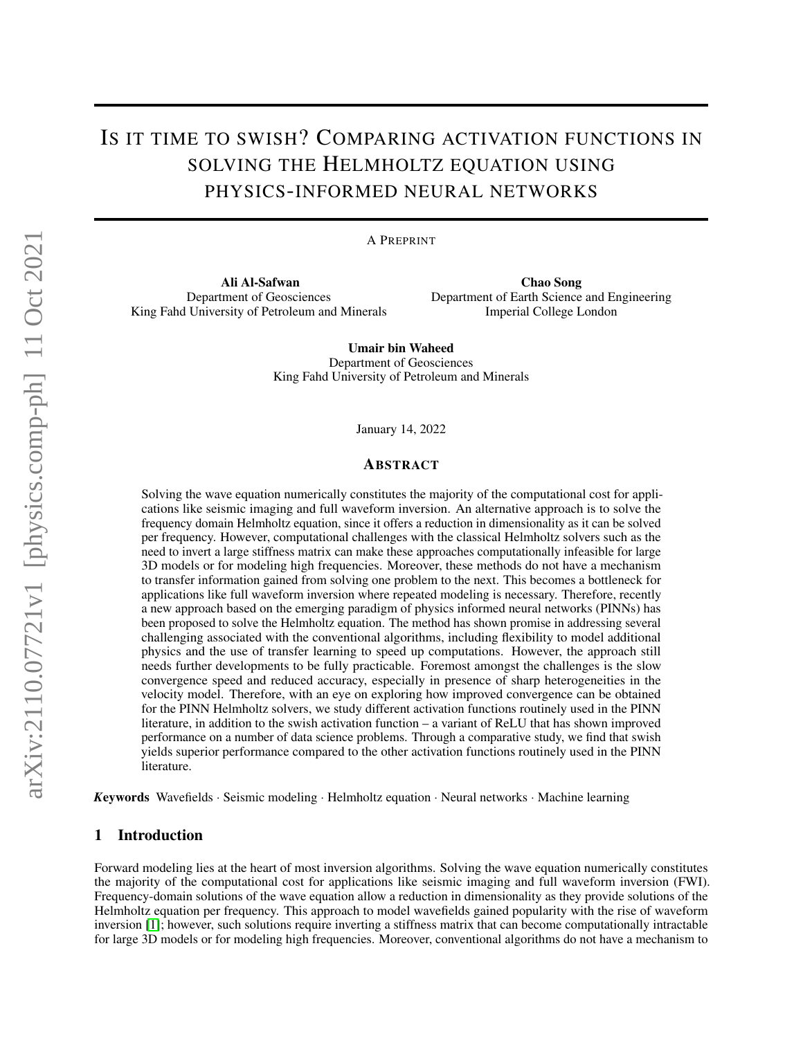# Is it time to swish? Comparing activation functions in solving the Helmholtz equation using physics-informed neural networks

A Preprint

**Ali Al-Safwan**
Department of Geosciences
King Fahd University of Petroleum and Minerals

**Chao Song**
Department of Earth Science and Engineering
Imperial College London

**Umair bin Waheed**
Department of Geosciences
King Fahd University of Petroleum and Minerals

January 14, 2022

## Abstract

Solving the wave equation numerically constitutes the majority of the computational cost for applications like seismic imaging and full waveform inversion. An alternative approach is to solve the frequency domain Helmholtz equation, since it offers a reduction in dimensionality as it can be solved per frequency. However, computational challenges with the classical Helmholtz solvers such as the need to invert a large stiffness matrix can make these approaches computationally infeasible for large 3D models or for modeling high frequencies. Moreover, these methods do not have a mechanism to transfer information gained from solving one problem to the next. This becomes a bottleneck for applications like full waveform inversion where repeated modeling is necessary. Therefore, recently a new approach based on the emerging paradigm of physics informed neural networks (PINNs) has been proposed to solve the Helmholtz equation. The method has shown promise in addressing several challenging associated with the conventional algorithms, including flexibility to model additional physics and the use of transfer learning to speed up computations. However, the approach still needs further developments to be fully practicable. Foremost amongst the challenges is the slow convergence speed and reduced accuracy, especially in presence of sharp heterogeneities in the velocity model. Therefore, with an eye on exploring how improved convergence can be obtained for the PINN Helmholtz solvers, we study different activation functions routinely used in the PINN literature, in addition to the swish activation function – a variant of ReLU that has shown improved performance on a number of data science problems. Through a comparative study, we find that swish yields superior performance compared to the other activation functions routinely used in the PINN literature.

***Keywords*** Wavefields · Seismic modeling · Helmholtz equation · Neural networks · Machine learning

## 1 Introduction

Forward modeling lies at the heart of most inversion algorithms. Solving the wave equation numerically constitutes the majority of the computational cost for applications like seismic imaging and full waveform inversion (FWI). Frequency-domain solutions of the wave equation allow a reduction in dimensionality as they provide solutions of the Helmholtz equation per frequency. This approach to model wavefields gained popularity with the rise of waveform inversion [1]; however, such solutions require inverting a stiffness matrix that can become computationally intractable for large 3D models or for modeling high frequencies. Moreover, conventional algorithms do not have a mechanism to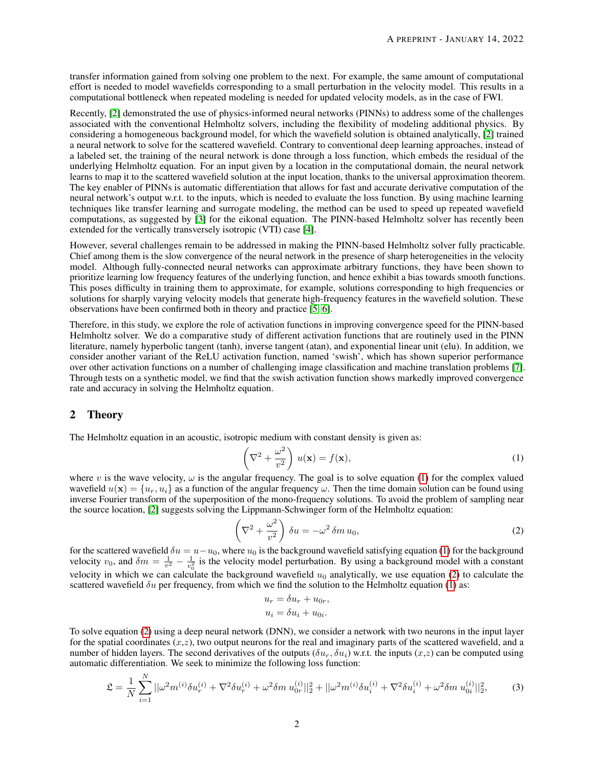transfer information gained from solving one problem to the next. For example, the same amount of computational effort is needed to model wavefields corresponding to a small perturbation in the velocity model. This results in a computational bottleneck when repeated modeling is needed for updated velocity models, as in the case of FWI.

Recently, [2] demonstrated the use of physics-informed neural networks (PINNs) to address some of the challenges associated with the conventional Helmholtz solvers, including the flexibility of modeling additional physics. By considering a homogeneous background model, for which the wavefield solution is obtained analytically, [2] trained a neural network to solve for the scattered wavefield. Contrary to conventional deep learning approaches, instead of a labeled set, the training of the neural network is done through a loss function, which embeds the residual of the underlying Helmholtz equation. For an input given by a location in the computational domain, the neural network learns to map it to the scattered wavefield solution at the input location, thanks to the universal approximation theorem. The key enabler of PINNs is automatic differentiation that allows for fast and accurate derivative computation of the neural network's output w.r.t. to the inputs, which is needed to evaluate the loss function. By using machine learning techniques like transfer learning and surrogate modeling, the method can be used to speed up repeated wavefield computations, as suggested by [3] for the eikonal equation. The PINN-based Helmholtz solver has recently been extended for the vertically transversely isotropic (VTI) case [4].

However, several challenges remain to be addressed in making the PINN-based Helmholtz solver fully practicable. Chief among them is the slow convergence of the neural network in the presence of sharp heterogeneities in the velocity model. Although fully-connected neural networks can approximate arbitrary functions, they have been shown to prioritize learning low frequency features of the underlying function, and hence exhibit a bias towards smooth functions. This poses difficulty in training them to approximate, for example, solutions corresponding to high frequencies or solutions for sharply varying velocity models that generate high-frequency features in the wavefield solution. These observations have been confirmed both in theory and practice [5, 6].

Therefore, in this study, we explore the role of activation functions in improving convergence speed for the PINN-based Helmholtz solver. We do a comparative study of different activation functions that are routinely used in the PINN literature, namely hyperbolic tangent (tanh), inverse tangent (atan), and exponential linear unit (elu). In addition, we consider another variant of the ReLU activation function, named 'swish', which has shown superior performance over other activation functions on a number of challenging image classification and machine translation problems [7]. Through tests on a synthetic model, we find that the swish activation function shows markedly improved convergence rate and accuracy in solving the Helmholtz equation.

## 2 Theory

The Helmholtz equation in an acoustic, isotropic medium with constant density is given as:

$$\left(\nabla^2 + \frac{\omega^2}{v^2}\right) u(\mathbf{x}) = f(\mathbf{x}), \tag{1}$$

where $v$ is the wave velocity, $\omega$ is the angular frequency. The goal is to solve equation (1) for the complex valued wavefield $u(\mathbf{x}) = \{u_r, u_i\}$ as a function of the angular frequency $\omega$. Then the time domain solution can be found using inverse Fourier transform of the superposition of the mono-frequency solutions. To avoid the problem of sampling near the source location, [2] suggests solving the Lippmann-Schwinger form of the Helmholtz equation:

$$\left(\nabla^2 + \frac{\omega^2}{v^2}\right) \delta u = -\omega^2 \, \delta m \, u_0, \tag{2}$$

for the scattered wavefield $\delta u = u - u_0$, where $u_0$ is the background wavefield satisfying equation (1) for the background velocity $v_0$, and $\delta m = \frac{1}{v^2} - \frac{1}{v_0^2}$ is the velocity model perturbation. By using a background model with a constant velocity in which we can calculate the background wavefield $u_0$ analytically, we use equation (2) to calculate the scattered wavefield $\delta u$ per frequency, from which we find the solution to the Helmholtz equation (1) as:

$$u_r = \delta u_r + u_{0r},$$
$$u_i = \delta u_i + u_{0i}.$$

To solve equation (2) using a deep neural network (DNN), we consider a network with two neurons in the input layer for the spatial coordinates ($x$,$z$), two output neurons for the real and imaginary parts of the scattered wavefield, and a number of hidden layers. The second derivatives of the outputs ($\delta u_r, \delta u_i$) w.r.t. the inputs ($x$,$z$) can be computed using automatic differentiation. We seek to minimize the following loss function:

$$\mathfrak{L} = \frac{1}{N} \sum_{i=1}^{N} ||\omega^2 m^{(i)} \delta u_r^{(i)} + \nabla^2 \delta u_r^{(i)} + \omega^2 \delta m \; u_{0r}^{(i)}||_2^2 + ||\omega^2 m^{(i)} \delta u_i^{(i)} + \nabla^2 \delta u_i^{(i)} + \omega^2 \delta m \; u_{0i}^{(i)}||_2^2, \tag{3}$$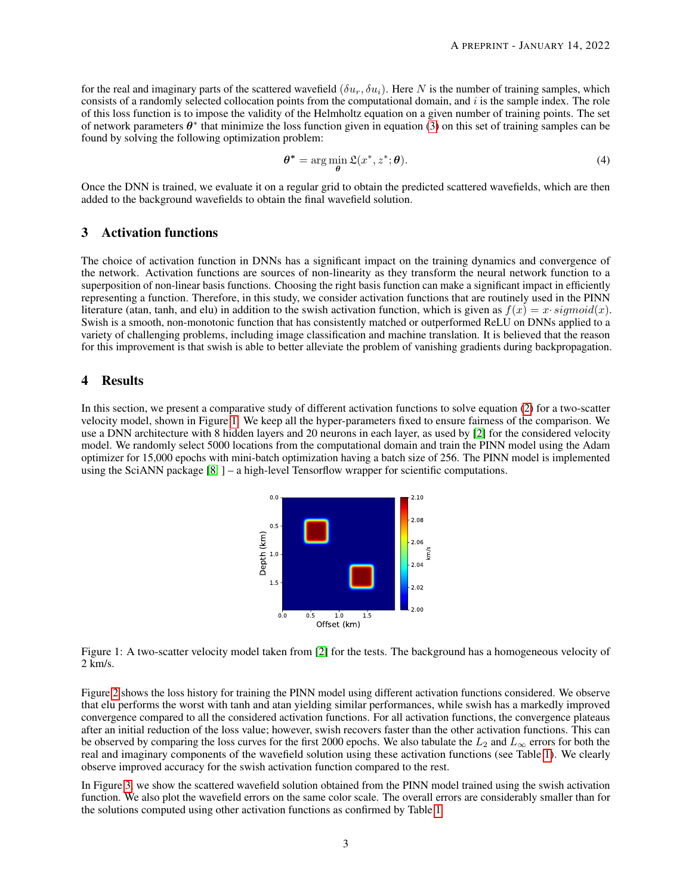for the real and imaginary parts of the scattered wavefield $(\delta u_r, \delta u_i)$. Here $N$ is the number of training samples, which consists of a randomly selected collocation points from the computational domain, and $i$ is the sample index. The role of this loss function is to impose the validity of the Helmholtz equation on a given number of training points. The set of network parameters $\boldsymbol{\theta}^*$ that minimize the loss function given in equation (3) on this set of training samples can be found by solving the following optimization problem:

$$\boldsymbol{\theta}^* = \arg\min_{\boldsymbol{\theta}} \mathfrak{L}(x^*, z^*; \boldsymbol{\theta}). \tag{4}$$

Once the DNN is trained, we evaluate it on a regular grid to obtain the predicted scattered wavefields, which are then added to the background wavefields to obtain the final wavefield solution.

## 3 Activation functions

The choice of activation function in DNNs has a significant impact on the training dynamics and convergence of the network. Activation functions are sources of non-linearity as they transform the neural network function to a superposition of non-linear basis functions. Choosing the right basis function can make a significant impact in efficiently representing a function. Therefore, in this study, we consider activation functions that are routinely used in the PINN literature (atan, tanh, and elu) in addition to the swish activation function, which is given as $f(x) = x \cdot sigmoid(x)$. Swish is a smooth, non-monotonic function that has consistently matched or outperformed ReLU on DNNs applied to a variety of challenging problems, including image classification and machine translation. It is believed that the reason for this improvement is that swish is able to better alleviate the problem of vanishing gradients during backpropagation.

## 4 Results

In this section, we present a comparative study of different activation functions to solve equation (2) for a two-scatter velocity model, shown in Figure 1. We keep all the hyper-parameters fixed to ensure fairness of the comparison. We use a DNN architecture with 8 hidden layers and 20 neurons in each layer, as used by [2] for the considered velocity model. We randomly select 5000 locations from the computational domain and train the PINN model using the Adam optimizer for 15,000 epochs with mini-batch optimization having a batch size of 256. The PINN model is implemented using the SciANN package [8] – a high-level Tensorflow wrapper for scientific computations.

Figure 1: A two-scatter velocity model taken from [2] for the tests. The background has a homogeneous velocity of 2 km/s.

Figure 2 shows the loss history for training the PINN model using different activation functions considered. We observe that elu performs the worst with tanh and atan yielding similar performances, while swish has a markedly improved convergence compared to all the considered activation functions. For all activation functions, the convergence plateaus after an initial reduction of the loss value; however, swish recovers faster than the other activation functions. This can be observed by comparing the loss curves for the first 2000 epochs. We also tabulate the $L_2$ and $L_\infty$ errors for both the real and imaginary components of the wavefield solution using these activation functions (see Table 1). We clearly observe improved accuracy for the swish activation function compared to the rest.

In Figure 3, we show the scattered wavefield solution obtained from the PINN model trained using the swish activation function. We also plot the wavefield errors on the same color scale. The overall errors are considerably smaller than for the solutions computed using other activation functions as confirmed by Table 1.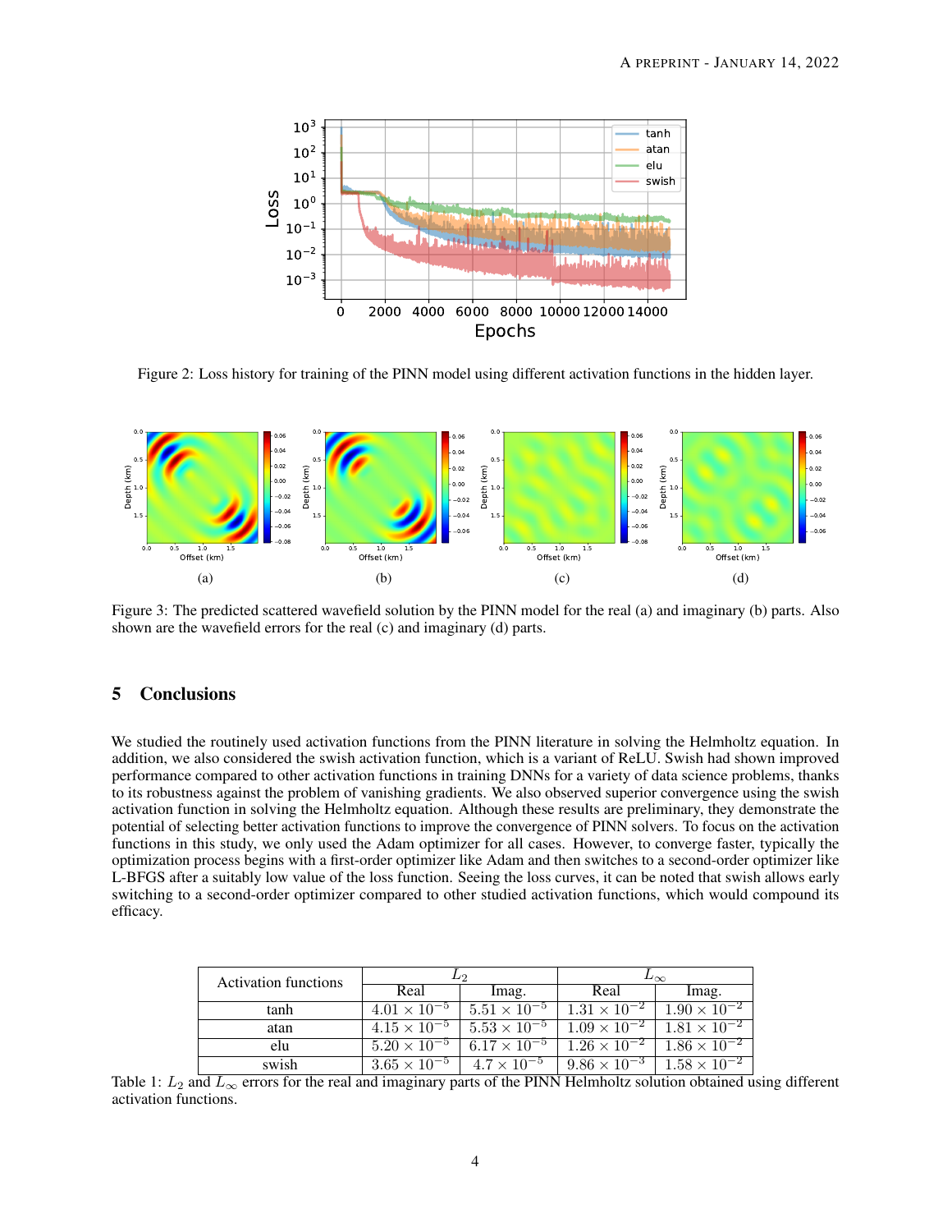Figure 2: Loss history for training of the PINN model using different activation functions in the hidden layer.

Figure 3: The predicted scattered wavefield solution by the PINN model for the real (a) and imaginary (b) parts. Also shown are the wavefield errors for the real (c) and imaginary (d) parts.

## 5 Conclusions

We studied the routinely used activation functions from the PINN literature in solving the Helmholtz equation. In addition, we also considered the swish activation function, which is a variant of ReLU. Swish had shown improved performance compared to other activation functions in training DNNs for a variety of data science problems, thanks to its robustness against the problem of vanishing gradients. We also observed superior convergence using the swish activation function in solving the Helmholtz equation. Although these results are preliminary, they demonstrate the potential of selecting better activation functions to improve the convergence of PINN solvers. To focus on the activation functions in this study, we only used the Adam optimizer for all cases. However, to converge faster, typically the optimization process begins with a first-order optimizer like Adam and then switches to a second-order optimizer like L-BFGS after a suitably low value of the loss function. Seeing the loss curves, it can be noted that swish allows early switching to a second-order optimizer compared to other studied activation functions, which would compound its efficacy.

| Activation functions | $L_2$ | | $L_\infty$ | |
|---|---|---|---|---|
| | Real | Imag. | Real | Imag. |
| tanh | $4.01 \times 10^{-5}$ | $5.51 \times 10^{-5}$ | $1.31 \times 10^{-2}$ | $1.90 \times 10^{-2}$ |
| atan | $4.15 \times 10^{-5}$ | $5.53 \times 10^{-5}$ | $1.09 \times 10^{-2}$ | $1.81 \times 10^{-2}$ |
| elu | $5.20 \times 10^{-5}$ | $6.17 \times 10^{-5}$ | $1.26 \times 10^{-2}$ | $1.86 \times 10^{-2}$ |
| swish | $3.65 \times 10^{-5}$ | $4.7 \times 10^{-5}$ | $9.86 \times 10^{-3}$ | $1.58 \times 10^{-2}$ |

Table 1: $L_2$ and $L_\infty$ errors for the real and imaginary parts of the PINN Helmholtz solution obtained using different activation functions.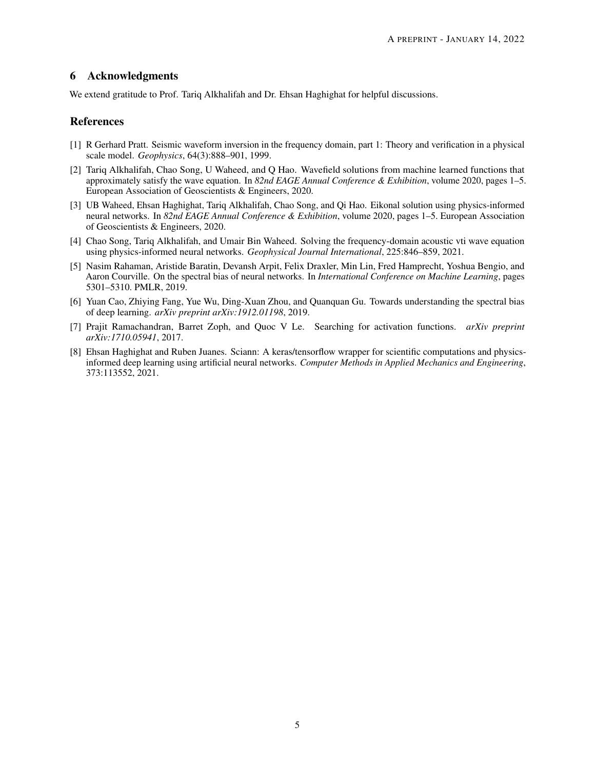## 6 Acknowledgments

We extend gratitude to Prof. Tariq Alkhalifah and Dr. Ehsan Haghighat for helpful discussions.

## References

[1] R Gerhard Pratt. Seismic waveform inversion in the frequency domain, part 1: Theory and verification in a physical scale model. *Geophysics*, 64(3):888–901, 1999.

[2] Tariq Alkhalifah, Chao Song, U Waheed, and Q Hao. Wavefield solutions from machine learned functions that approximately satisfy the wave equation. In *82nd EAGE Annual Conference & Exhibition*, volume 2020, pages 1–5. European Association of Geoscientists & Engineers, 2020.

[3] UB Waheed, Ehsan Haghighat, Tariq Alkhalifah, Chao Song, and Qi Hao. Eikonal solution using physics-informed neural networks. In *82nd EAGE Annual Conference & Exhibition*, volume 2020, pages 1–5. European Association of Geoscientists & Engineers, 2020.

[4] Chao Song, Tariq Alkhalifah, and Umair Bin Waheed. Solving the frequency-domain acoustic vti wave equation using physics-informed neural networks. *Geophysical Journal International*, 225:846–859, 2021.

[5] Nasim Rahaman, Aristide Baratin, Devansh Arpit, Felix Draxler, Min Lin, Fred Hamprecht, Yoshua Bengio, and Aaron Courville. On the spectral bias of neural networks. In *International Conference on Machine Learning*, pages 5301–5310. PMLR, 2019.

[6] Yuan Cao, Zhiying Fang, Yue Wu, Ding-Xuan Zhou, and Quanquan Gu. Towards understanding the spectral bias of deep learning. *arXiv preprint arXiv:1912.01198*, 2019.

[7] Prajit Ramachandran, Barret Zoph, and Quoc V Le. Searching for activation functions. *arXiv preprint arXiv:1710.05941*, 2017.

[8] Ehsan Haghighat and Ruben Juanes. Sciann: A keras/tensorflow wrapper for scientific computations and physics-informed deep learning using artificial neural networks. *Computer Methods in Applied Mechanics and Engineering*, 373:113552, 2021.